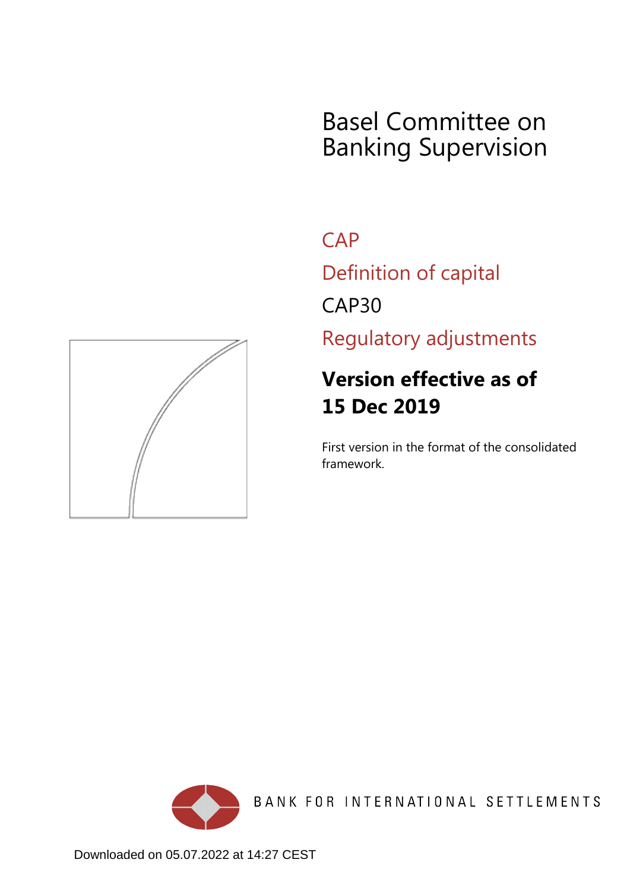# Basel Committee on Banking Supervision

## CAP

## Definition of capital

## CAP30

## Regulatory adjustments

**Version effective as of 15 Dec 2019**

First version in the format of the consolidated framework.

BANK FOR INTERNATIONAL SETTLEMENTS

Downloaded on 05.07.2022 at 14:27 CEST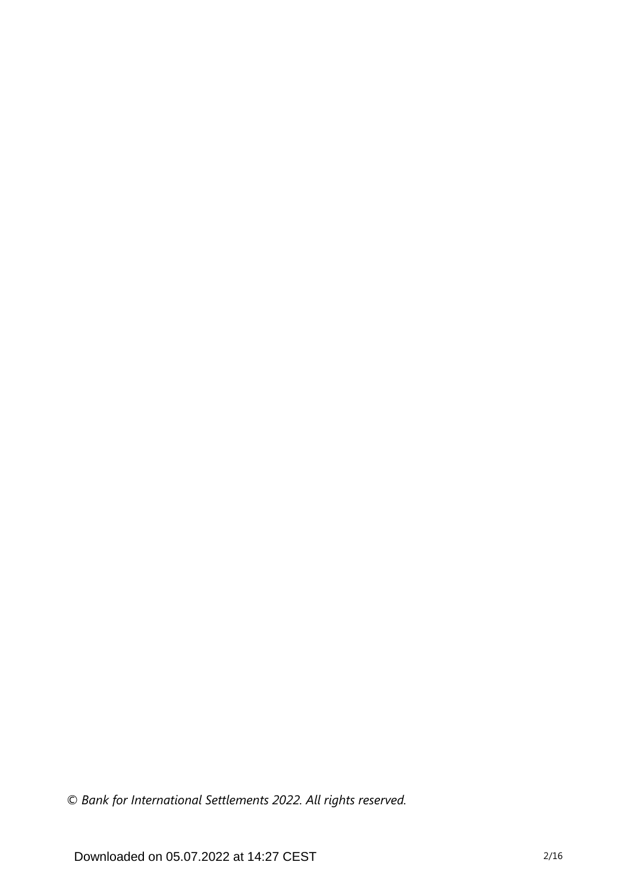*© Bank for International Settlements 2022. All rights reserved.*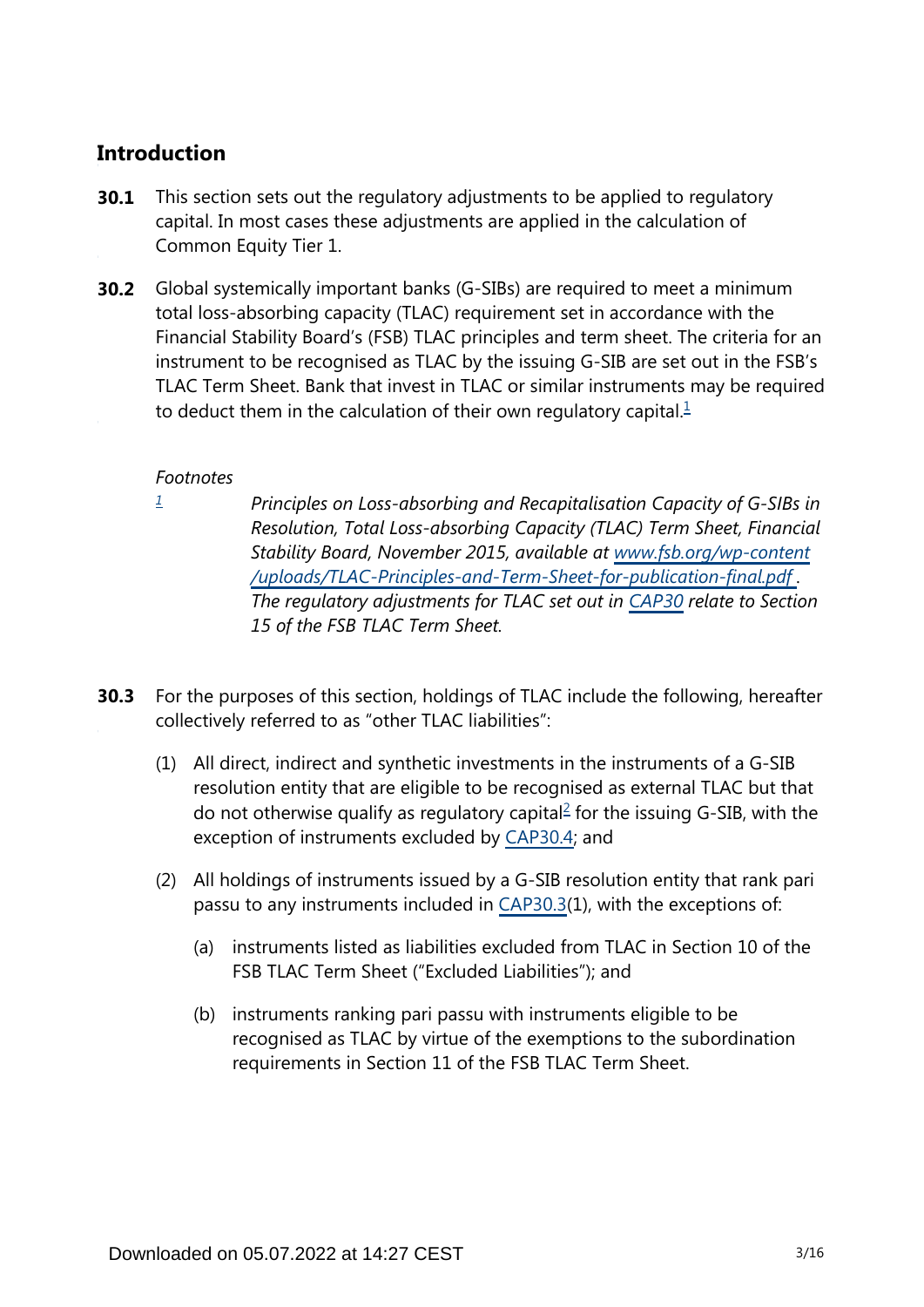## Introduction

**30.1** This section sets out the regulatory adjustments to be applied to regulatory capital. In most cases these adjustments are applied in the calculation of Common Equity Tier 1.

**30.2** Global systemically important banks (G-SIBs) are required to meet a minimum total loss-absorbing capacity (TLAC) requirement set in accordance with the Financial Stability Board's (FSB) TLAC principles and term sheet. The criteria for an instrument to be recognised as TLAC by the issuing G-SIB are set out in the FSB's TLAC Term Sheet. Bank that invest in TLAC or similar instruments may be required to deduct them in the calculation of their own regulatory capital.[1]

*Footnotes*

[1] *Principles on Loss-absorbing and Recapitalisation Capacity of G-SIBs in Resolution, Total Loss-absorbing Capacity (TLAC) Term Sheet, Financial Stability Board, November 2015, available at www.fsb.org/wp-content/uploads/TLAC-Principles-and-Term-Sheet-for-publication-final.pdf . The regulatory adjustments for TLAC set out in CAP30 relate to Section 15 of the FSB TLAC Term Sheet.*

**30.3** For the purposes of this section, holdings of TLAC include the following, hereafter collectively referred to as "other TLAC liabilities":

(1) All direct, indirect and synthetic investments in the instruments of a G-SIB resolution entity that are eligible to be recognised as external TLAC but that do not otherwise qualify as regulatory capital[2] for the issuing G-SIB, with the exception of instruments excluded by CAP30.4; and

(2) All holdings of instruments issued by a G-SIB resolution entity that rank pari passu to any instruments included in CAP30.3(1), with the exceptions of:

(a) instruments listed as liabilities excluded from TLAC in Section 10 of the FSB TLAC Term Sheet ("Excluded Liabilities"); and

(b) instruments ranking pari passu with instruments eligible to be recognised as TLAC by virtue of the exemptions to the subordination requirements in Section 11 of the FSB TLAC Term Sheet.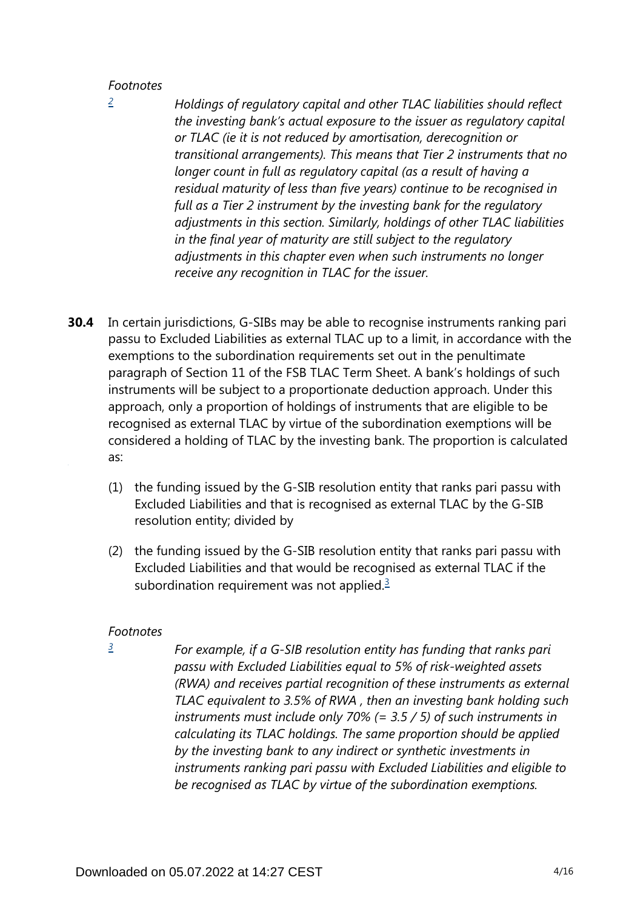*Footnotes*

[2] *Holdings of regulatory capital and other TLAC liabilities should reflect the investing bank's actual exposure to the issuer as regulatory capital or TLAC (ie it is not reduced by amortisation, derecognition or transitional arrangements). This means that Tier 2 instruments that no longer count in full as regulatory capital (as a result of having a residual maturity of less than five years) continue to be recognised in full as a Tier 2 instrument by the investing bank for the regulatory adjustments in this section. Similarly, holdings of other TLAC liabilities in the final year of maturity are still subject to the regulatory adjustments in this chapter even when such instruments no longer receive any recognition in TLAC for the issuer.*

**30.4** In certain jurisdictions, G-SIBs may be able to recognise instruments ranking pari passu to Excluded Liabilities as external TLAC up to a limit, in accordance with the exemptions to the subordination requirements set out in the penultimate paragraph of Section 11 of the FSB TLAC Term Sheet. A bank's holdings of such instruments will be subject to a proportionate deduction approach. Under this approach, only a proportion of holdings of instruments that are eligible to be recognised as external TLAC by virtue of the subordination exemptions will be considered a holding of TLAC by the investing bank. The proportion is calculated as:

(1) the funding issued by the G-SIB resolution entity that ranks pari passu with Excluded Liabilities and that is recognised as external TLAC by the G-SIB resolution entity; divided by

(2) the funding issued by the G-SIB resolution entity that ranks pari passu with Excluded Liabilities and that would be recognised as external TLAC if the subordination requirement was not applied.[3]

*Footnotes*

[3] *For example, if a G-SIB resolution entity has funding that ranks pari passu with Excluded Liabilities equal to 5% of risk-weighted assets (RWA) and receives partial recognition of these instruments as external TLAC equivalent to 3.5% of RWA , then an investing bank holding such instruments must include only 70% (= 3.5 / 5) of such instruments in calculating its TLAC holdings. The same proportion should be applied by the investing bank to any indirect or synthetic investments in instruments ranking pari passu with Excluded Liabilities and eligible to be recognised as TLAC by virtue of the subordination exemptions.*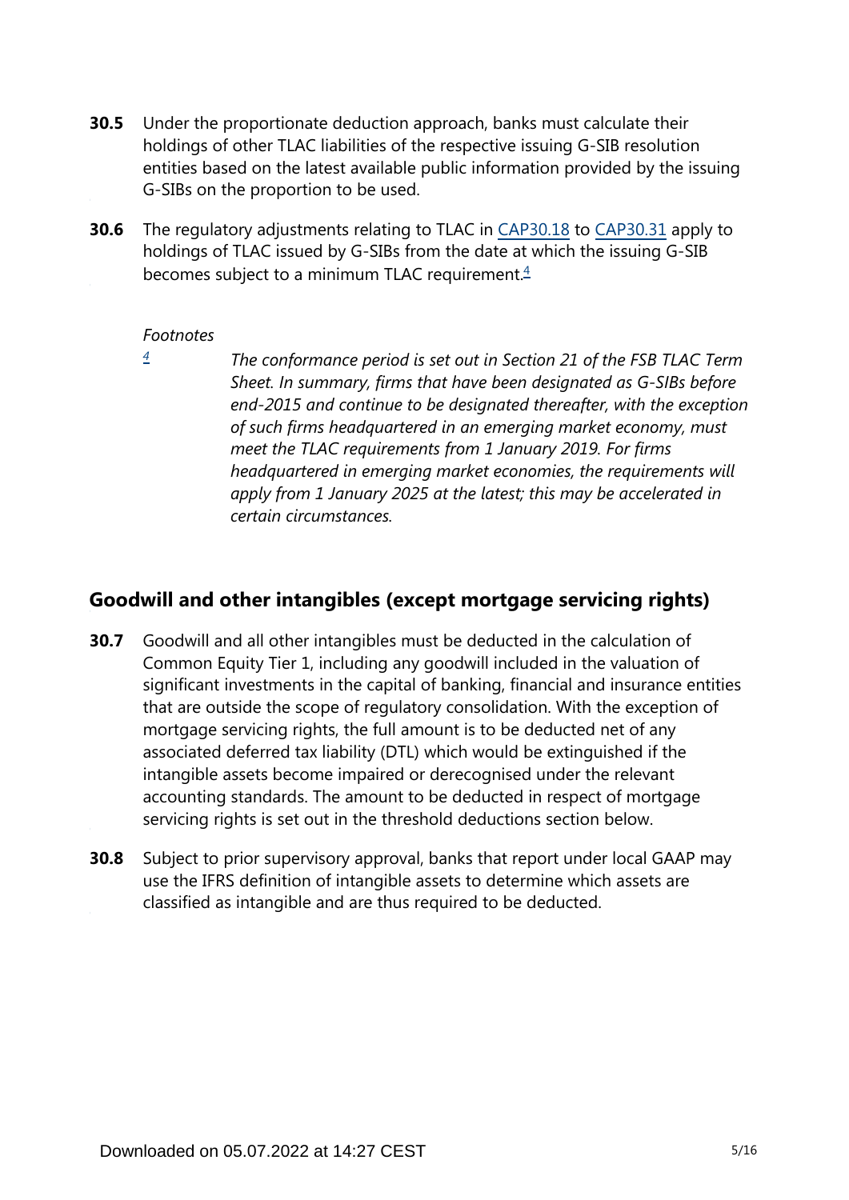**30.5** Under the proportionate deduction approach, banks must calculate their holdings of other TLAC liabilities of the respective issuing G-SIB resolution entities based on the latest available public information provided by the issuing G-SIBs on the proportion to be used.

**30.6** The regulatory adjustments relating to TLAC in CAP30.18 to CAP30.31 apply to holdings of TLAC issued by G-SIBs from the date at which the issuing G-SIB becomes subject to a minimum TLAC requirement.[4]

*Footnotes*

[4] *The conformance period is set out in Section 21 of the FSB TLAC Term Sheet. In summary, firms that have been designated as G-SIBs before end-2015 and continue to be designated thereafter, with the exception of such firms headquartered in an emerging market economy, must meet the TLAC requirements from 1 January 2019. For firms headquartered in emerging market economies, the requirements will apply from 1 January 2025 at the latest; this may be accelerated in certain circumstances.*

## Goodwill and other intangibles (except mortgage servicing rights)

**30.7** Goodwill and all other intangibles must be deducted in the calculation of Common Equity Tier 1, including any goodwill included in the valuation of significant investments in the capital of banking, financial and insurance entities that are outside the scope of regulatory consolidation. With the exception of mortgage servicing rights, the full amount is to be deducted net of any associated deferred tax liability (DTL) which would be extinguished if the intangible assets become impaired or derecognised under the relevant accounting standards. The amount to be deducted in respect of mortgage servicing rights is set out in the threshold deductions section below.

**30.8** Subject to prior supervisory approval, banks that report under local GAAP may use the IFRS definition of intangible assets to determine which assets are classified as intangible and are thus required to be deducted.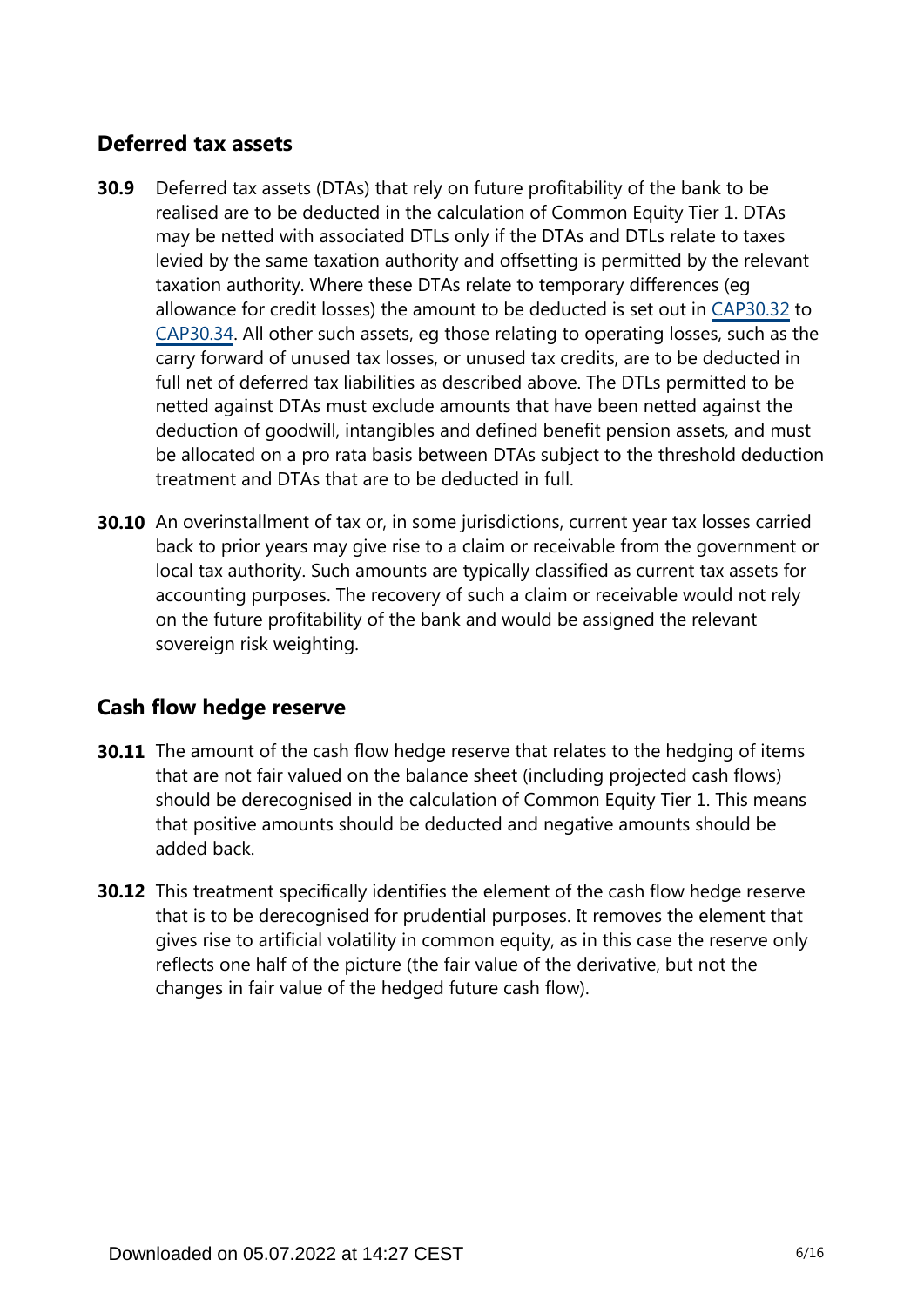## Deferred tax assets

**30.9** Deferred tax assets (DTAs) that rely on future profitability of the bank to be realised are to be deducted in the calculation of Common Equity Tier 1. DTAs may be netted with associated DTLs only if the DTAs and DTLs relate to taxes levied by the same taxation authority and offsetting is permitted by the relevant taxation authority. Where these DTAs relate to temporary differences (eg allowance for credit losses) the amount to be deducted is set out in CAP30.32 to CAP30.34. All other such assets, eg those relating to operating losses, such as the carry forward of unused tax losses, or unused tax credits, are to be deducted in full net of deferred tax liabilities as described above. The DTLs permitted to be netted against DTAs must exclude amounts that have been netted against the deduction of goodwill, intangibles and defined benefit pension assets, and must be allocated on a pro rata basis between DTAs subject to the threshold deduction treatment and DTAs that are to be deducted in full.

**30.10** An overinstallment of tax or, in some jurisdictions, current year tax losses carried back to prior years may give rise to a claim or receivable from the government or local tax authority. Such amounts are typically classified as current tax assets for accounting purposes. The recovery of such a claim or receivable would not rely on the future profitability of the bank and would be assigned the relevant sovereign risk weighting.

## Cash flow hedge reserve

**30.11** The amount of the cash flow hedge reserve that relates to the hedging of items that are not fair valued on the balance sheet (including projected cash flows) should be derecognised in the calculation of Common Equity Tier 1. This means that positive amounts should be deducted and negative amounts should be added back.

**30.12** This treatment specifically identifies the element of the cash flow hedge reserve that is to be derecognised for prudential purposes. It removes the element that gives rise to artificial volatility in common equity, as in this case the reserve only reflects one half of the picture (the fair value of the derivative, but not the changes in fair value of the hedged future cash flow).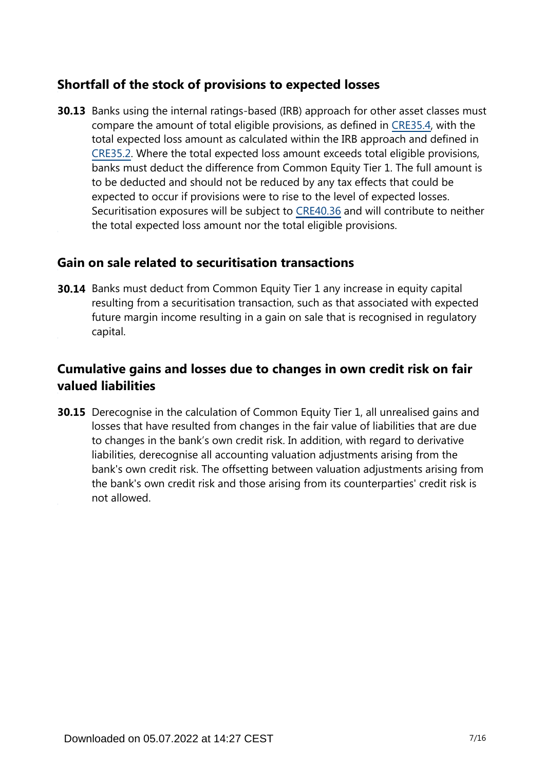## Shortfall of the stock of provisions to expected losses

**30.13** Banks using the internal ratings-based (IRB) approach for other asset classes must compare the amount of total eligible provisions, as defined in CRE35.4, with the total expected loss amount as calculated within the IRB approach and defined in CRE35.2. Where the total expected loss amount exceeds total eligible provisions, banks must deduct the difference from Common Equity Tier 1. The full amount is to be deducted and should not be reduced by any tax effects that could be expected to occur if provisions were to rise to the level of expected losses. Securitisation exposures will be subject to CRE40.36 and will contribute to neither the total expected loss amount nor the total eligible provisions.

## Gain on sale related to securitisation transactions

**30.14** Banks must deduct from Common Equity Tier 1 any increase in equity capital resulting from a securitisation transaction, such as that associated with expected future margin income resulting in a gain on sale that is recognised in regulatory capital.

## Cumulative gains and losses due to changes in own credit risk on fair valued liabilities

**30.15** Derecognise in the calculation of Common Equity Tier 1, all unrealised gains and losses that have resulted from changes in the fair value of liabilities that are due to changes in the bank's own credit risk. In addition, with regard to derivative liabilities, derecognise all accounting valuation adjustments arising from the bank's own credit risk. The offsetting between valuation adjustments arising from the bank's own credit risk and those arising from its counterparties' credit risk is not allowed.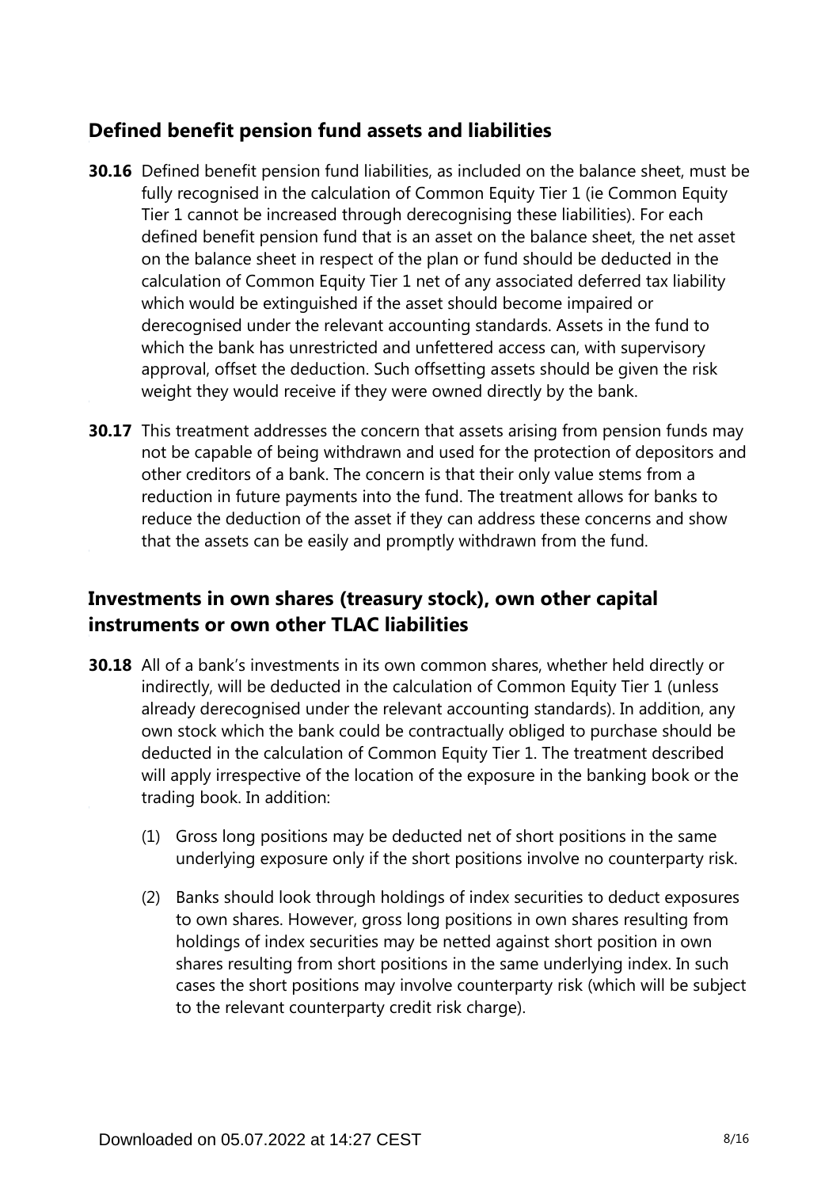## Defined benefit pension fund assets and liabilities

**30.16** Defined benefit pension fund liabilities, as included on the balance sheet, must be fully recognised in the calculation of Common Equity Tier 1 (ie Common Equity Tier 1 cannot be increased through derecognising these liabilities). For each defined benefit pension fund that is an asset on the balance sheet, the net asset on the balance sheet in respect of the plan or fund should be deducted in the calculation of Common Equity Tier 1 net of any associated deferred tax liability which would be extinguished if the asset should become impaired or derecognised under the relevant accounting standards. Assets in the fund to which the bank has unrestricted and unfettered access can, with supervisory approval, offset the deduction. Such offsetting assets should be given the risk weight they would receive if they were owned directly by the bank.

**30.17** This treatment addresses the concern that assets arising from pension funds may not be capable of being withdrawn and used for the protection of depositors and other creditors of a bank. The concern is that their only value stems from a reduction in future payments into the fund. The treatment allows for banks to reduce the deduction of the asset if they can address these concerns and show that the assets can be easily and promptly withdrawn from the fund.

## Investments in own shares (treasury stock), own other capital instruments or own other TLAC liabilities

**30.18** All of a bank's investments in its own common shares, whether held directly or indirectly, will be deducted in the calculation of Common Equity Tier 1 (unless already derecognised under the relevant accounting standards). In addition, any own stock which the bank could be contractually obliged to purchase should be deducted in the calculation of Common Equity Tier 1. The treatment described will apply irrespective of the location of the exposure in the banking book or the trading book. In addition:

(1) Gross long positions may be deducted net of short positions in the same underlying exposure only if the short positions involve no counterparty risk.

(2) Banks should look through holdings of index securities to deduct exposures to own shares. However, gross long positions in own shares resulting from holdings of index securities may be netted against short position in own shares resulting from short positions in the same underlying index. In such cases the short positions may involve counterparty risk (which will be subject to the relevant counterparty credit risk charge).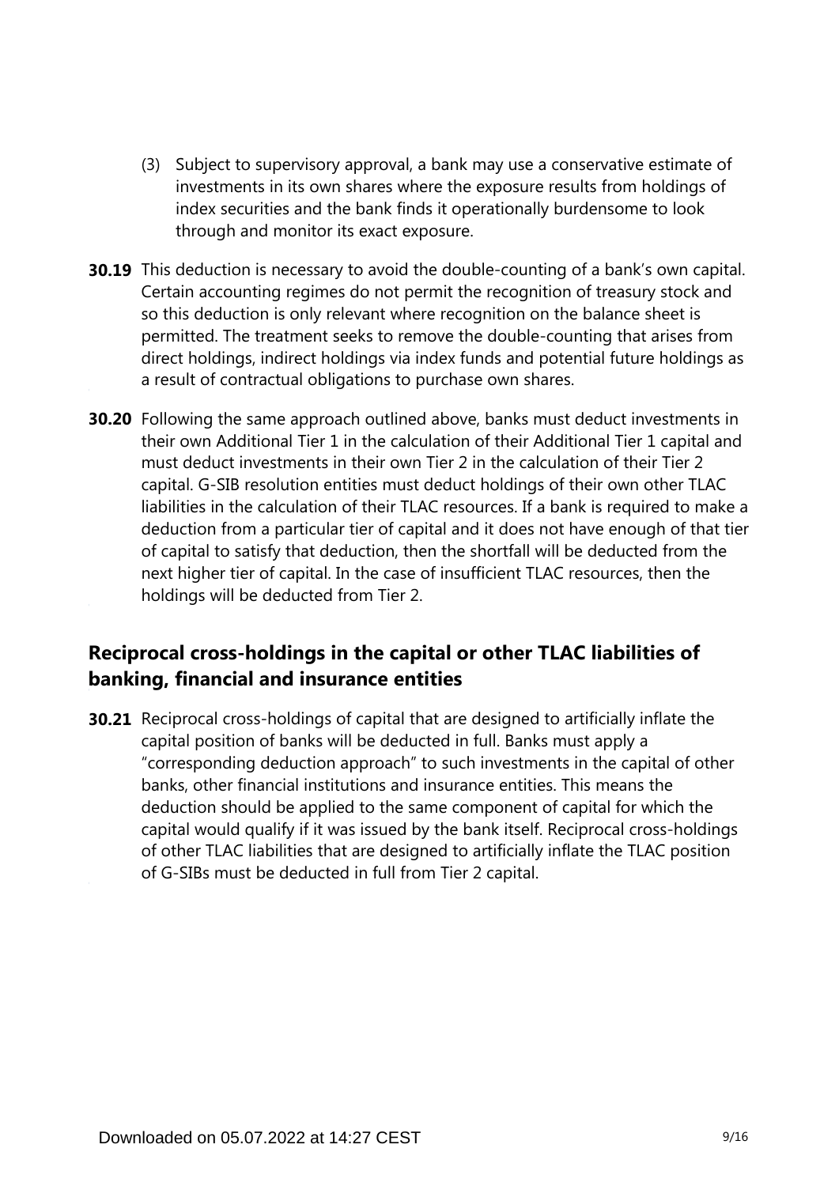(3) Subject to supervisory approval, a bank may use a conservative estimate of investments in its own shares where the exposure results from holdings of index securities and the bank finds it operationally burdensome to look through and monitor its exact exposure.

**30.19** This deduction is necessary to avoid the double-counting of a bank's own capital. Certain accounting regimes do not permit the recognition of treasury stock and so this deduction is only relevant where recognition on the balance sheet is permitted. The treatment seeks to remove the double-counting that arises from direct holdings, indirect holdings via index funds and potential future holdings as a result of contractual obligations to purchase own shares.

**30.20** Following the same approach outlined above, banks must deduct investments in their own Additional Tier 1 in the calculation of their Additional Tier 1 capital and must deduct investments in their own Tier 2 in the calculation of their Tier 2 capital. G-SIB resolution entities must deduct holdings of their own other TLAC liabilities in the calculation of their TLAC resources. If a bank is required to make a deduction from a particular tier of capital and it does not have enough of that tier of capital to satisfy that deduction, then the shortfall will be deducted from the next higher tier of capital. In the case of insufficient TLAC resources, then the holdings will be deducted from Tier 2.

## Reciprocal cross-holdings in the capital or other TLAC liabilities of banking, financial and insurance entities

**30.21** Reciprocal cross-holdings of capital that are designed to artificially inflate the capital position of banks will be deducted in full. Banks must apply a "corresponding deduction approach" to such investments in the capital of other banks, other financial institutions and insurance entities. This means the deduction should be applied to the same component of capital for which the capital would qualify if it was issued by the bank itself. Reciprocal cross-holdings of other TLAC liabilities that are designed to artificially inflate the TLAC position of G-SIBs must be deducted in full from Tier 2 capital.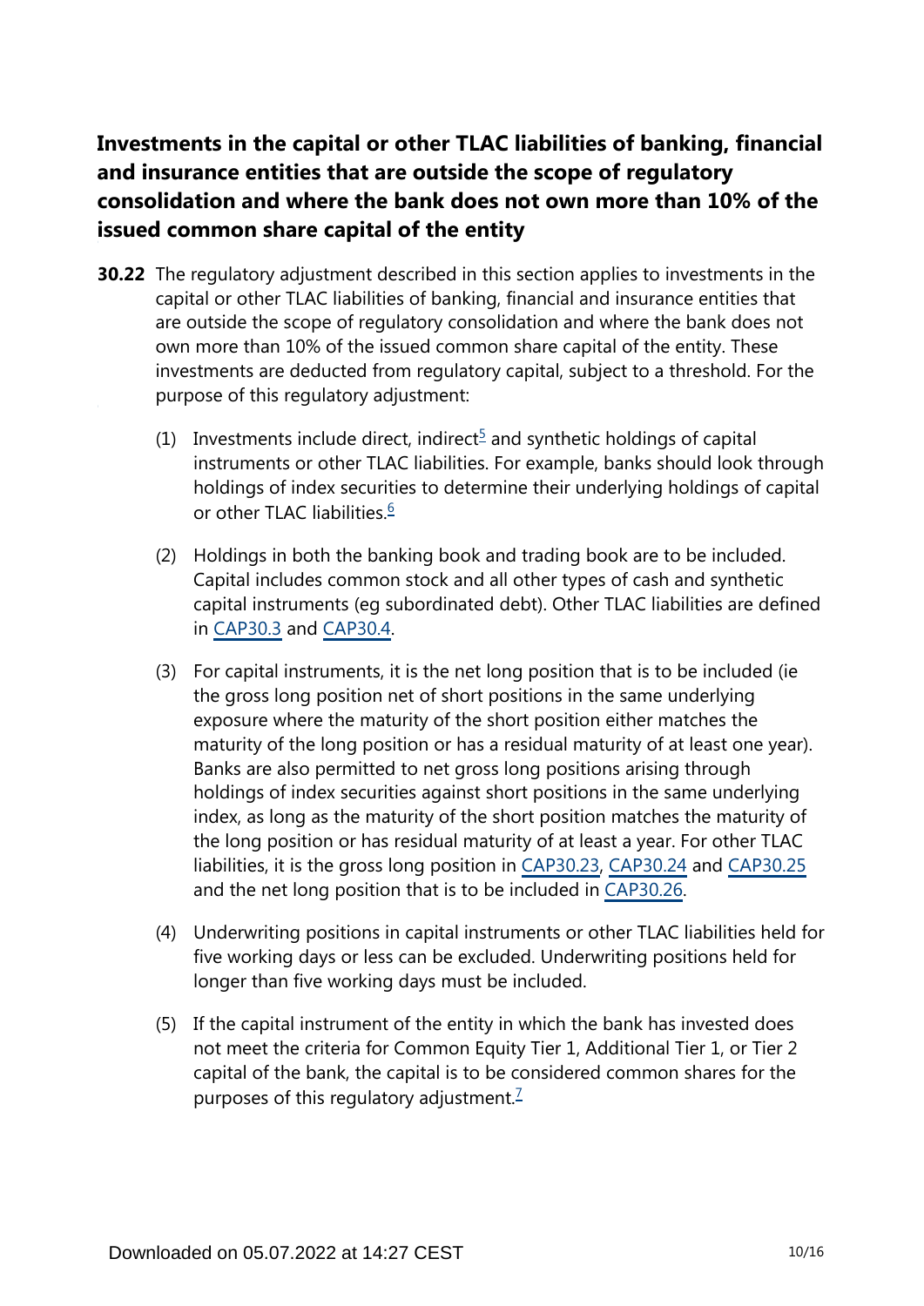## Investments in the capital or other TLAC liabilities of banking, financial and insurance entities that are outside the scope of regulatory consolidation and where the bank does not own more than 10% of the issued common share capital of the entity

**30.22** The regulatory adjustment described in this section applies to investments in the capital or other TLAC liabilities of banking, financial and insurance entities that are outside the scope of regulatory consolidation and where the bank does not own more than 10% of the issued common share capital of the entity. These investments are deducted from regulatory capital, subject to a threshold. For the purpose of this regulatory adjustment:

(1) Investments include direct, indirect[5] and synthetic holdings of capital instruments or other TLAC liabilities. For example, banks should look through holdings of index securities to determine their underlying holdings of capital or other TLAC liabilities.[6]

(2) Holdings in both the banking book and trading book are to be included. Capital includes common stock and all other types of cash and synthetic capital instruments (eg subordinated debt). Other TLAC liabilities are defined in CAP30.3 and CAP30.4.

(3) For capital instruments, it is the net long position that is to be included (ie the gross long position net of short positions in the same underlying exposure where the maturity of the short position either matches the maturity of the long position or has a residual maturity of at least one year). Banks are also permitted to net gross long positions arising through holdings of index securities against short positions in the same underlying index, as long as the maturity of the short position matches the maturity of the long position or has residual maturity of at least a year. For other TLAC liabilities, it is the gross long position in CAP30.23, CAP30.24 and CAP30.25 and the net long position that is to be included in CAP30.26.

(4) Underwriting positions in capital instruments or other TLAC liabilities held for five working days or less can be excluded. Underwriting positions held for longer than five working days must be included.

(5) If the capital instrument of the entity in which the bank has invested does not meet the criteria for Common Equity Tier 1, Additional Tier 1, or Tier 2 capital of the bank, the capital is to be considered common shares for the purposes of this regulatory adjustment.[7]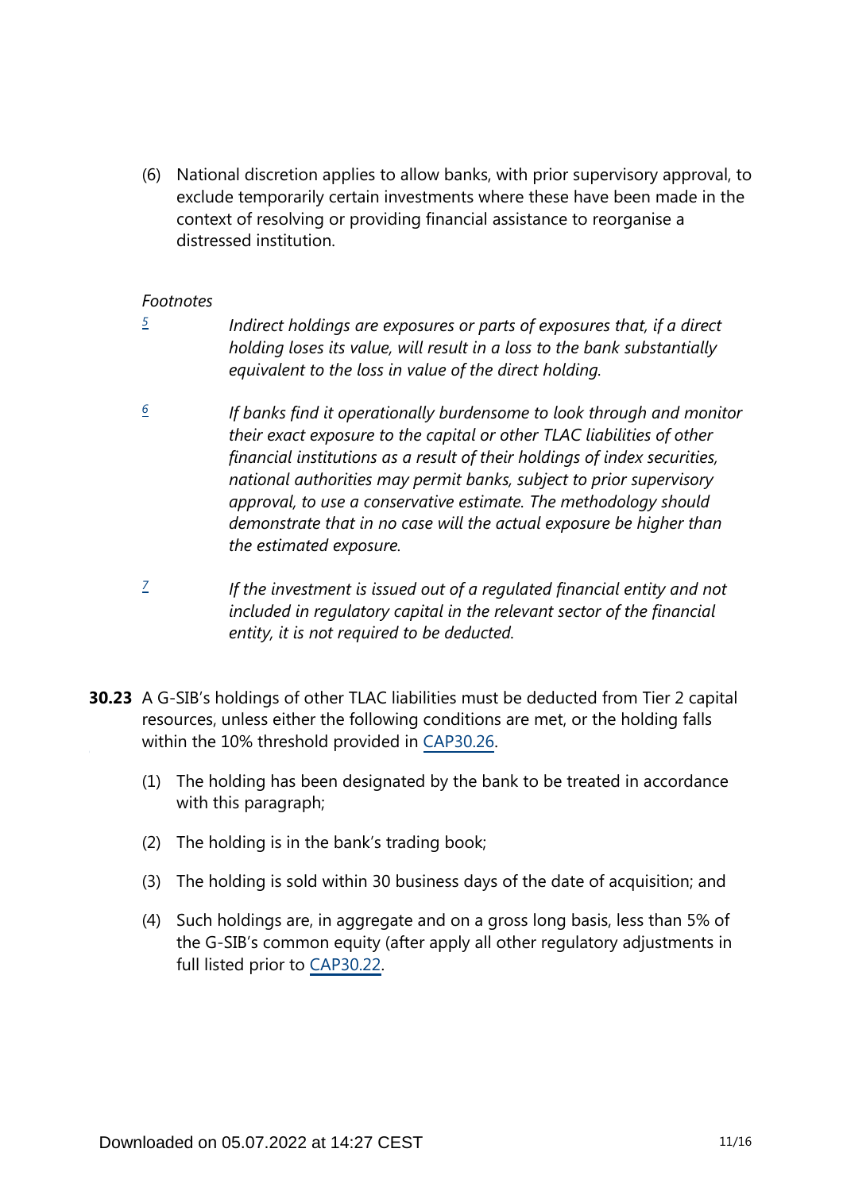(6) National discretion applies to allow banks, with prior supervisory approval, to exclude temporarily certain investments where these have been made in the context of resolving or providing financial assistance to reorganise a distressed institution.

*Footnotes*

[5] *Indirect holdings are exposures or parts of exposures that, if a direct holding loses its value, will result in a loss to the bank substantially equivalent to the loss in value of the direct holding.*

[6] *If banks find it operationally burdensome to look through and monitor their exact exposure to the capital or other TLAC liabilities of other financial institutions as a result of their holdings of index securities, national authorities may permit banks, subject to prior supervisory approval, to use a conservative estimate. The methodology should demonstrate that in no case will the actual exposure be higher than the estimated exposure.*

[7] *If the investment is issued out of a regulated financial entity and not included in regulatory capital in the relevant sector of the financial entity, it is not required to be deducted.*

**30.23** A G-SIB's holdings of other TLAC liabilities must be deducted from Tier 2 capital resources, unless either the following conditions are met, or the holding falls within the 10% threshold provided in CAP30.26.

(1) The holding has been designated by the bank to be treated in accordance with this paragraph;

(2) The holding is in the bank's trading book;

(3) The holding is sold within 30 business days of the date of acquisition; and

(4) Such holdings are, in aggregate and on a gross long basis, less than 5% of the G-SIB's common equity (after apply all other regulatory adjustments in full listed prior to CAP30.22.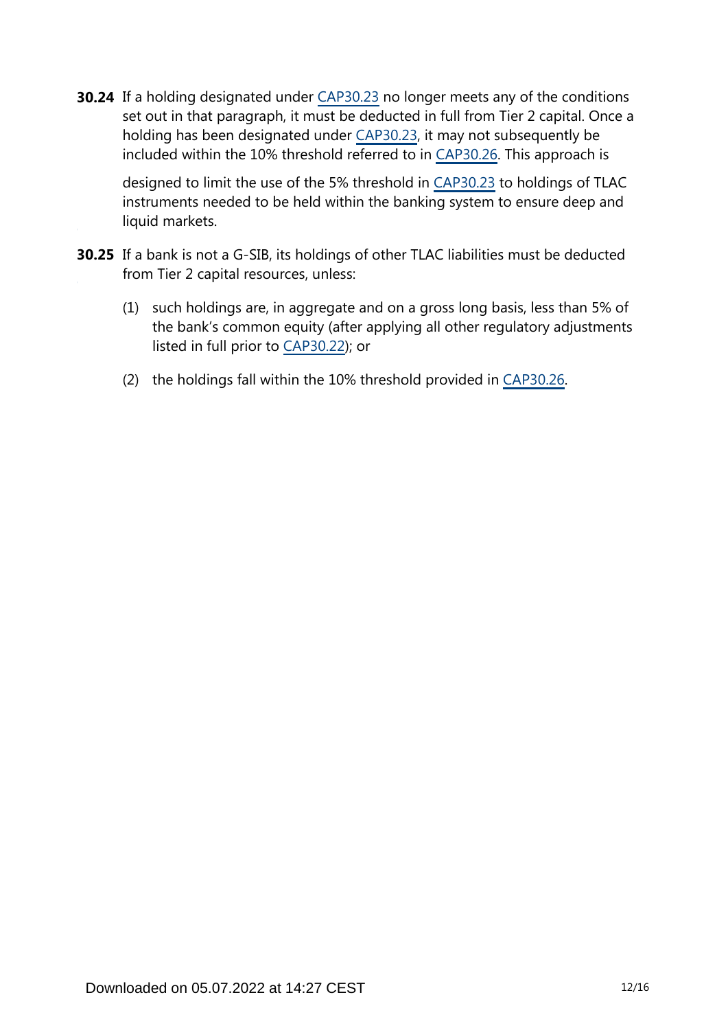**30.24** If a holding designated under CAP30.23 no longer meets any of the conditions set out in that paragraph, it must be deducted in full from Tier 2 capital. Once a holding has been designated under CAP30.23, it may not subsequently be included within the 10% threshold referred to in CAP30.26. This approach is designed to limit the use of the 5% threshold in CAP30.23 to holdings of TLAC instruments needed to be held within the banking system to ensure deep and liquid markets.

**30.25** If a bank is not a G-SIB, its holdings of other TLAC liabilities must be deducted from Tier 2 capital resources, unless:

(1) such holdings are, in aggregate and on a gross long basis, less than 5% of the bank's common equity (after applying all other regulatory adjustments listed in full prior to CAP30.22); or

(2) the holdings fall within the 10% threshold provided in CAP30.26.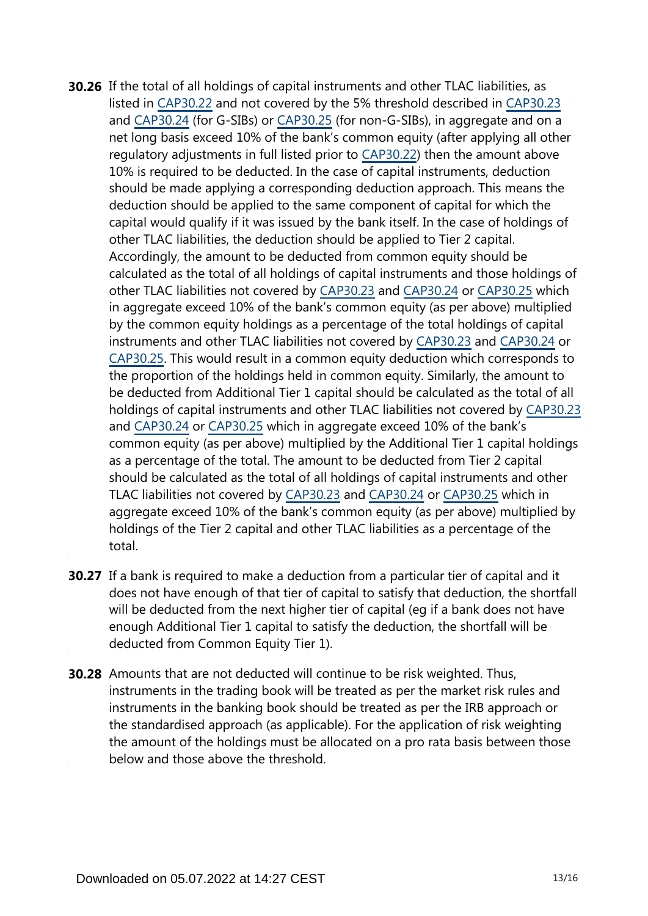**30.26** If the total of all holdings of capital instruments and other TLAC liabilities, as listed in CAP30.22 and not covered by the 5% threshold described in CAP30.23 and CAP30.24 (for G-SIBs) or CAP30.25 (for non-G-SIBs), in aggregate and on a net long basis exceed 10% of the bank's common equity (after applying all other regulatory adjustments in full listed prior to CAP30.22) then the amount above 10% is required to be deducted. In the case of capital instruments, deduction should be made applying a corresponding deduction approach. This means the deduction should be applied to the same component of capital for which the capital would qualify if it was issued by the bank itself. In the case of holdings of other TLAC liabilities, the deduction should be applied to Tier 2 capital. Accordingly, the amount to be deducted from common equity should be calculated as the total of all holdings of capital instruments and those holdings of other TLAC liabilities not covered by CAP30.23 and CAP30.24 or CAP30.25 which in aggregate exceed 10% of the bank's common equity (as per above) multiplied by the common equity holdings as a percentage of the total holdings of capital instruments and other TLAC liabilities not covered by CAP30.23 and CAP30.24 or CAP30.25. This would result in a common equity deduction which corresponds to the proportion of the holdings held in common equity. Similarly, the amount to be deducted from Additional Tier 1 capital should be calculated as the total of all holdings of capital instruments and other TLAC liabilities not covered by CAP30.23 and CAP30.24 or CAP30.25 which in aggregate exceed 10% of the bank's common equity (as per above) multiplied by the Additional Tier 1 capital holdings as a percentage of the total. The amount to be deducted from Tier 2 capital should be calculated as the total of all holdings of capital instruments and other TLAC liabilities not covered by CAP30.23 and CAP30.24 or CAP30.25 which in aggregate exceed 10% of the bank's common equity (as per above) multiplied by holdings of the Tier 2 capital and other TLAC liabilities as a percentage of the total.

**30.27** If a bank is required to make a deduction from a particular tier of capital and it does not have enough of that tier of capital to satisfy that deduction, the shortfall will be deducted from the next higher tier of capital (eg if a bank does not have enough Additional Tier 1 capital to satisfy the deduction, the shortfall will be deducted from Common Equity Tier 1).

**30.28** Amounts that are not deducted will continue to be risk weighted. Thus, instruments in the trading book will be treated as per the market risk rules and instruments in the banking book should be treated as per the IRB approach or the standardised approach (as applicable). For the application of risk weighting the amount of the holdings must be allocated on a pro rata basis between those below and those above the threshold.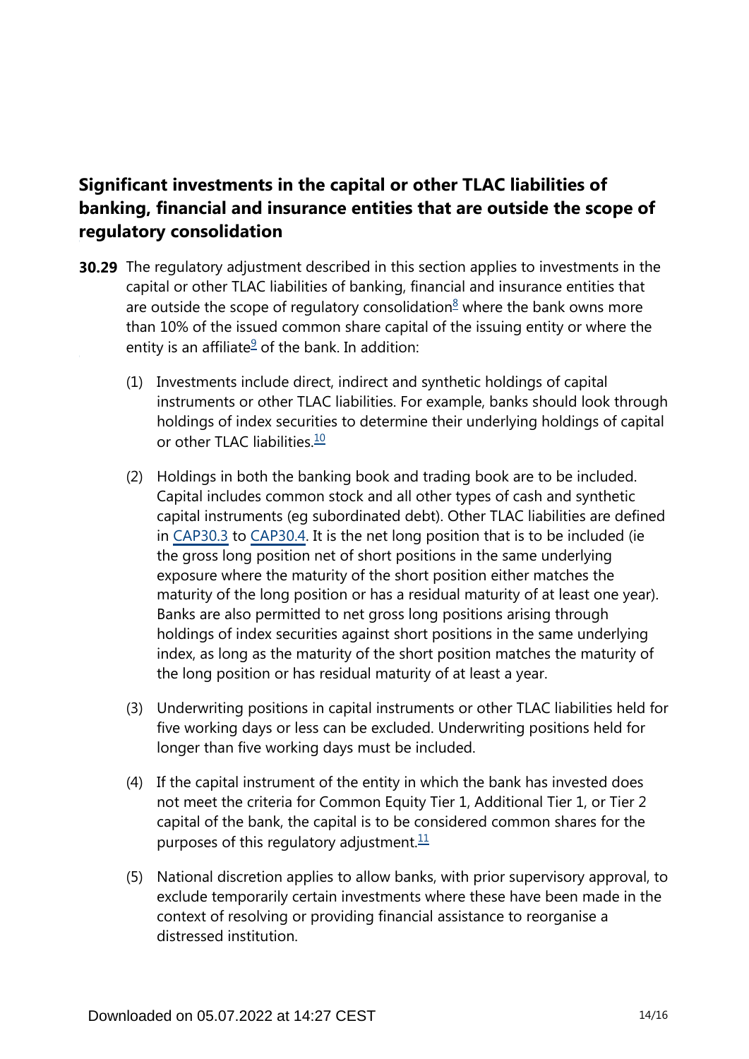## Significant investments in the capital or other TLAC liabilities of banking, financial and insurance entities that are outside the scope of regulatory consolidation

**30.29** The regulatory adjustment described in this section applies to investments in the capital or other TLAC liabilities of banking, financial and insurance entities that are outside the scope of regulatory consolidation[8] where the bank owns more than 10% of the issued common share capital of the issuing entity or where the entity is an affiliate[9] of the bank. In addition:

(1) Investments include direct, indirect and synthetic holdings of capital instruments or other TLAC liabilities. For example, banks should look through holdings of index securities to determine their underlying holdings of capital or other TLAC liabilities.[10]

(2) Holdings in both the banking book and trading book are to be included. Capital includes common stock and all other types of cash and synthetic capital instruments (eg subordinated debt). Other TLAC liabilities are defined in CAP30.3 to CAP30.4. It is the net long position that is to be included (ie the gross long position net of short positions in the same underlying exposure where the maturity of the short position either matches the maturity of the long position or has a residual maturity of at least one year). Banks are also permitted to net gross long positions arising through holdings of index securities against short positions in the same underlying index, as long as the maturity of the short position matches the maturity of the long position or has residual maturity of at least a year.

(3) Underwriting positions in capital instruments or other TLAC liabilities held for five working days or less can be excluded. Underwriting positions held for longer than five working days must be included.

(4) If the capital instrument of the entity in which the bank has invested does not meet the criteria for Common Equity Tier 1, Additional Tier 1, or Tier 2 capital of the bank, the capital is to be considered common shares for the purposes of this regulatory adjustment.[11]

(5) National discretion applies to allow banks, with prior supervisory approval, to exclude temporarily certain investments where these have been made in the context of resolving or providing financial assistance to reorganise a distressed institution.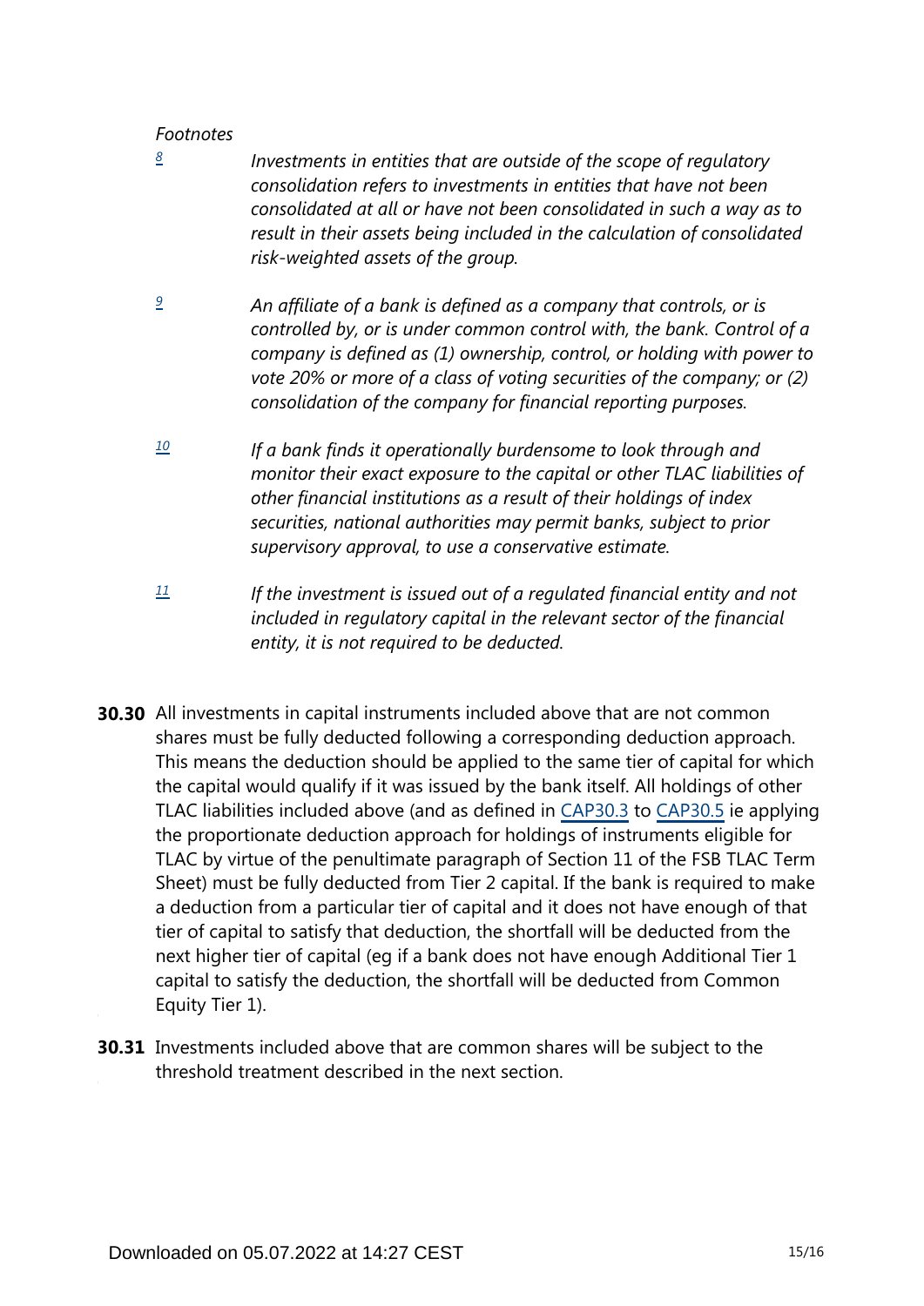*Footnotes*

[8] *Investments in entities that are outside of the scope of regulatory consolidation refers to investments in entities that have not been consolidated at all or have not been consolidated in such a way as to result in their assets being included in the calculation of consolidated risk-weighted assets of the group.*

[9] *An affiliate of a bank is defined as a company that controls, or is controlled by, or is under common control with, the bank. Control of a company is defined as (1) ownership, control, or holding with power to vote 20% or more of a class of voting securities of the company; or (2) consolidation of the company for financial reporting purposes.*

[10] *If a bank finds it operationally burdensome to look through and monitor their exact exposure to the capital or other TLAC liabilities of other financial institutions as a result of their holdings of index securities, national authorities may permit banks, subject to prior supervisory approval, to use a conservative estimate.*

[11] *If the investment is issued out of a regulated financial entity and not included in regulatory capital in the relevant sector of the financial entity, it is not required to be deducted.*

**30.30** All investments in capital instruments included above that are not common shares must be fully deducted following a corresponding deduction approach. This means the deduction should be applied to the same tier of capital for which the capital would qualify if it was issued by the bank itself. All holdings of other TLAC liabilities included above (and as defined in CAP30.3 to CAP30.5 ie applying the proportionate deduction approach for holdings of instruments eligible for TLAC by virtue of the penultimate paragraph of Section 11 of the FSB TLAC Term Sheet) must be fully deducted from Tier 2 capital. If the bank is required to make a deduction from a particular tier of capital and it does not have enough of that tier of capital to satisfy that deduction, the shortfall will be deducted from the next higher tier of capital (eg if a bank does not have enough Additional Tier 1 capital to satisfy the deduction, the shortfall will be deducted from Common Equity Tier 1).

**30.31** Investments included above that are common shares will be subject to the threshold treatment described in the next section.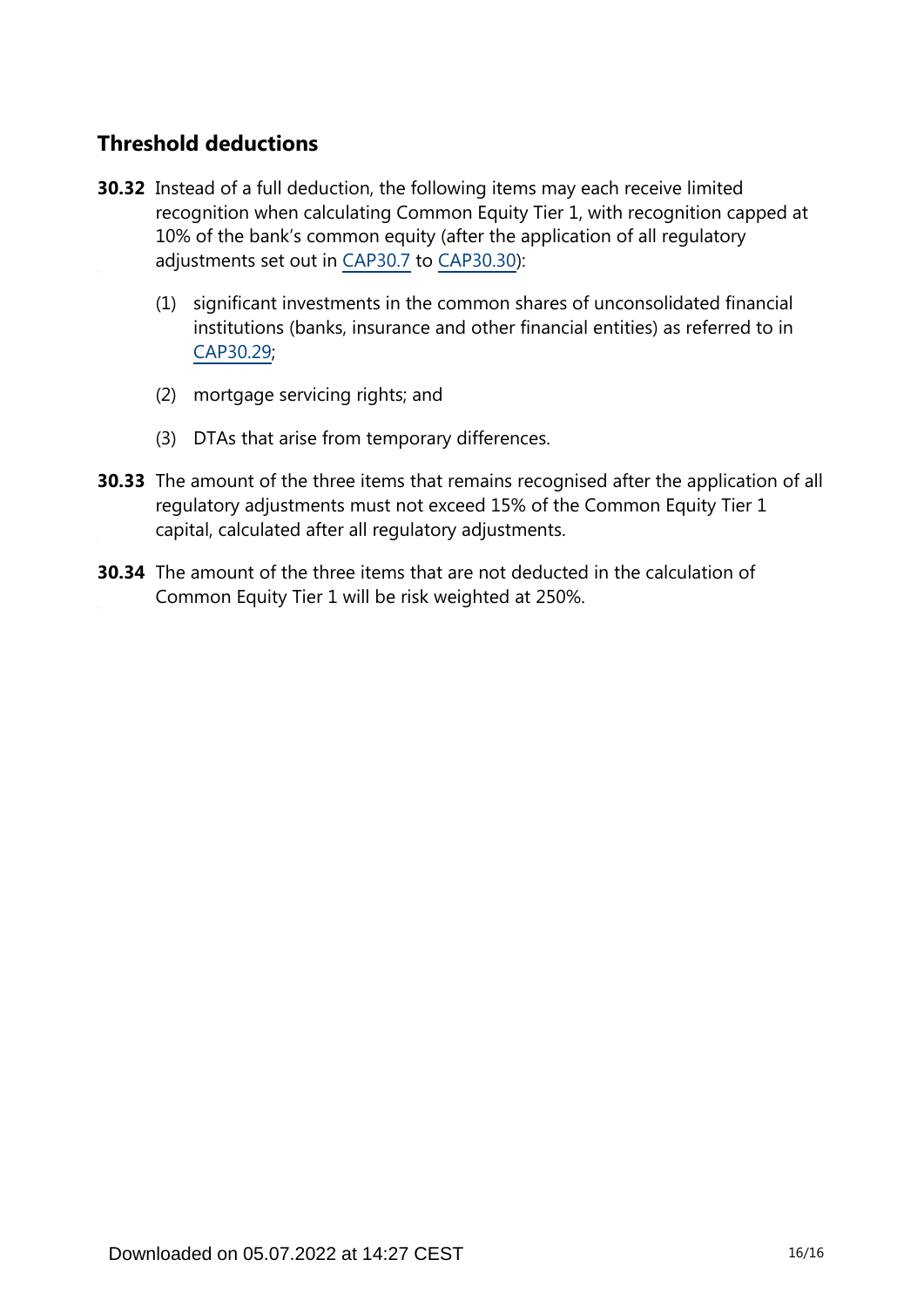## Threshold deductions

**30.32** Instead of a full deduction, the following items may each receive limited recognition when calculating Common Equity Tier 1, with recognition capped at 10% of the bank's common equity (after the application of all regulatory adjustments set out in CAP30.7 to CAP30.30):

(1) significant investments in the common shares of unconsolidated financial institutions (banks, insurance and other financial entities) as referred to in CAP30.29;

(2) mortgage servicing rights; and

(3) DTAs that arise from temporary differences.

**30.33** The amount of the three items that remains recognised after the application of all regulatory adjustments must not exceed 15% of the Common Equity Tier 1 capital, calculated after all regulatory adjustments.

**30.34** The amount of the three items that are not deducted in the calculation of Common Equity Tier 1 will be risk weighted at 250%.

Downloaded on 05.07.2022 at 14:27 CEST